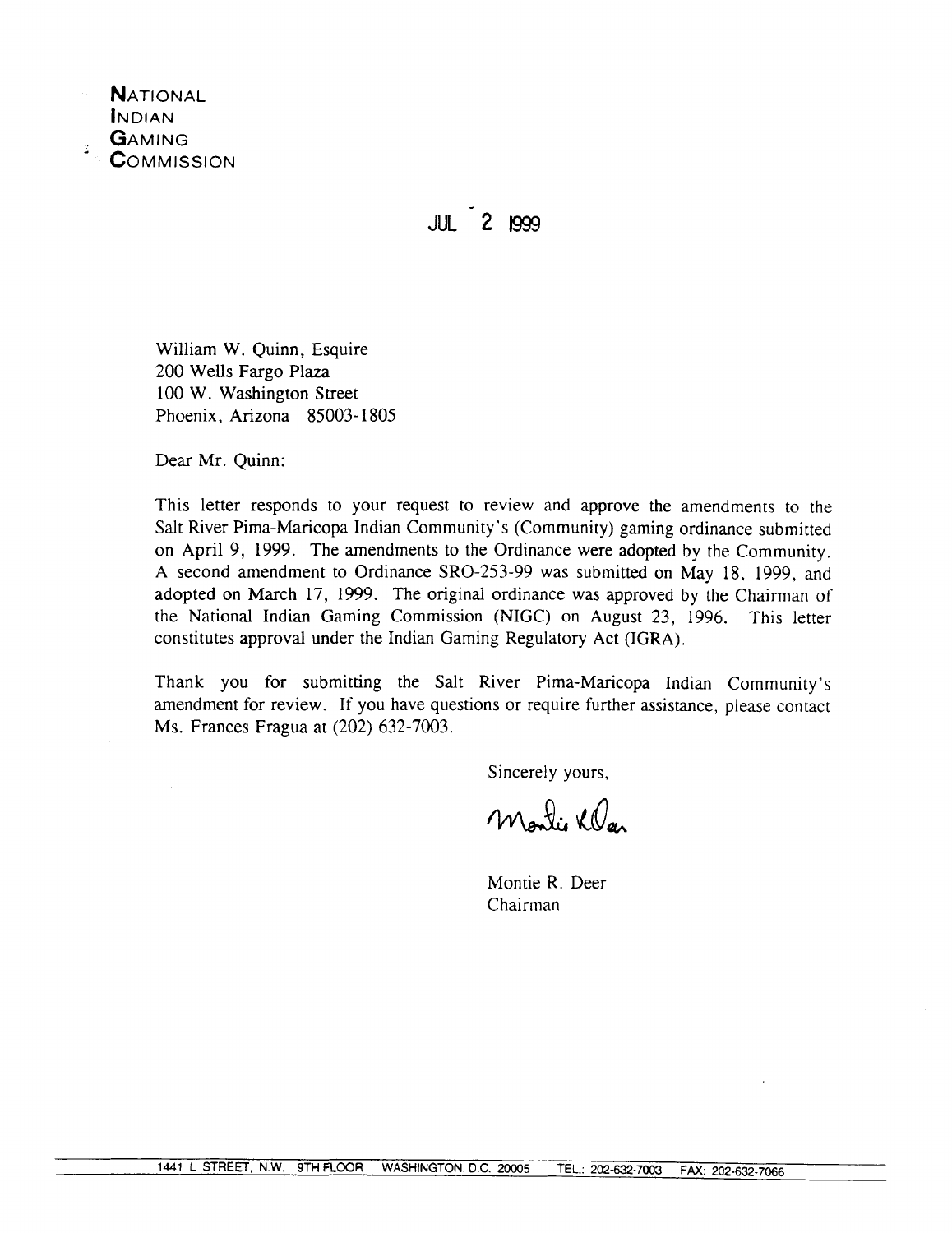**NATIONAL INDIAN GAMING COMMISSION**

JUL 2 1999

William W. Quinn, Esquire
200 Wells Fargo Plaza
100 W. Washington Street
Phoenix, Arizona 85003-1805

Dear Mr. Quinn:

This letter responds to your request to review and approve the amendments to the Salt River Pima-Maricopa Indian Community's (Community) gaming ordinance submitted on April 9, 1999. The amendments to the Ordinance were adopted by the Community. A second amendment to Ordinance SRO-253-99 was submitted on May 18, 1999, and adopted on March 17, 1999. The original ordinance was approved by the Chairman of the National Indian Gaming Commission (NIGC) on August 23, 1996. This letter constitutes approval under the Indian Gaming Regulatory Act (IGRA).

Thank you for submitting the Salt River Pima-Maricopa Indian Community's amendment for review. If you have questions or require further assistance, please contact Ms. Frances Fragua at (202) 632-7003.

Sincerely yours,

Montie R. Deer
Chairman

1441 L STREET, N.W. 9TH FLOOR WASHINGTON, D.C. 20005 TEL.: 202-632-7003 FAX: 202-632-7066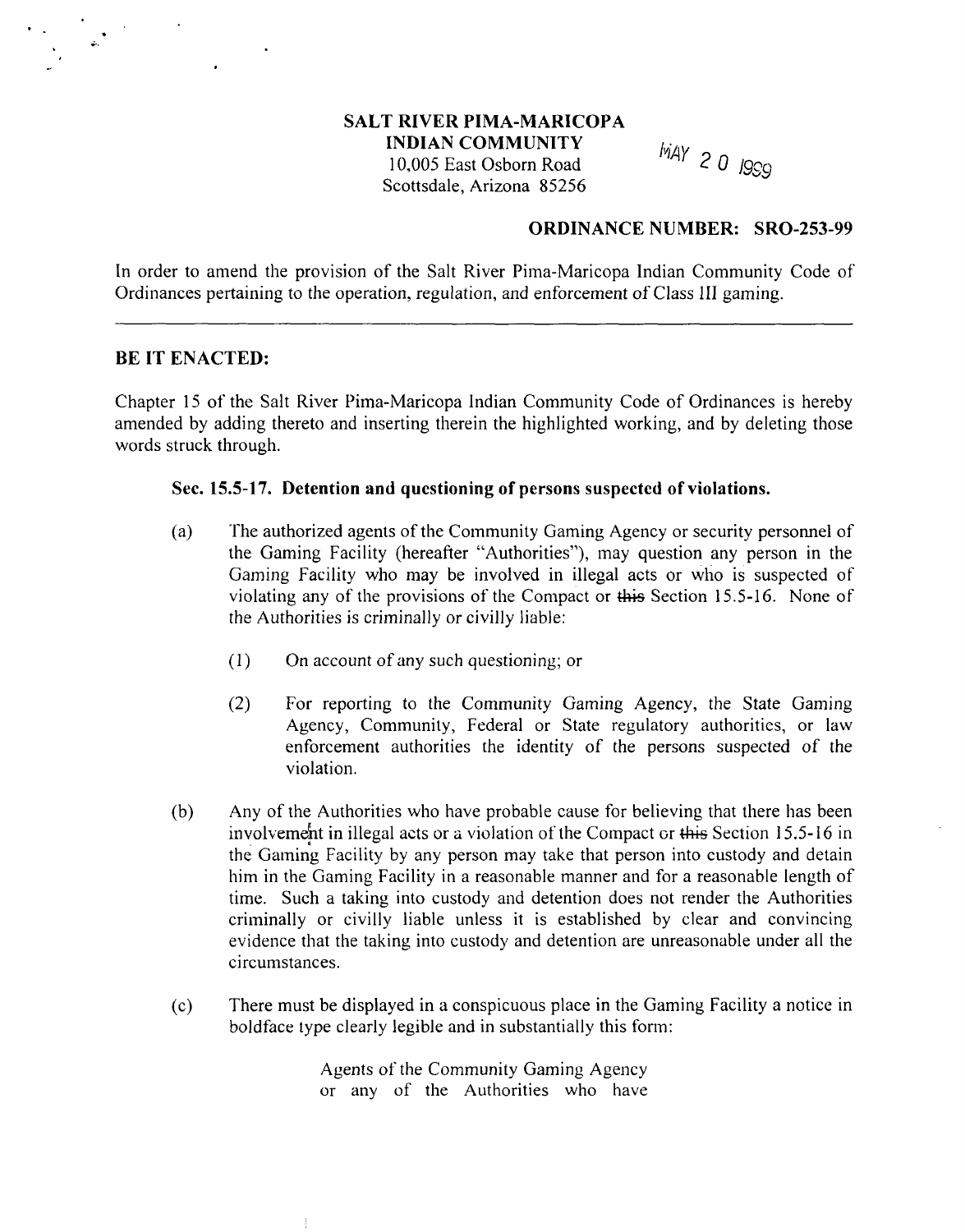**SALT RIVER PIMA-MARICOPA INDIAN COMMUNITY**
10,005 East Osborn Road
Scottsdale, Arizona 85256

MAY 20 1999

**ORDINANCE NUMBER: SRO-253-99**

In order to amend the provision of the Salt River Pima-Maricopa Indian Community Code of Ordinances pertaining to the operation, regulation, and enforcement of Class III gaming.

---

**BE IT ENACTED:**

Chapter 15 of the Salt River Pima-Maricopa Indian Community Code of Ordinances is hereby amended by adding thereto and inserting therein the highlighted working, and by deleting those words struck through.

**Sec. 15.5-17. Detention and questioning of persons suspected of violations.**

(a) The authorized agents of the Community Gaming Agency or security personnel of the Gaming Facility (hereafter "Authorities"), may question any person in the Gaming Facility who may be involved in illegal acts or who is suspected of violating any of the provisions of the Compact or ~~this~~ Section 15.5-16. None of the Authorities is criminally or civilly liable:

(1) On account of any such questioning; or

(2) For reporting to the Community Gaming Agency, the State Gaming Agency, Community, Federal or State regulatory authorities, or law enforcement authorities the identity of the persons suspected of the violation.

(b) Any of the Authorities who have probable cause for believing that there has been involvement in illegal acts or a violation of the Compact or ~~this~~ Section 15.5-16 in the Gaming Facility by any person may take that person into custody and detain him in the Gaming Facility in a reasonable manner and for a reasonable length of time. Such a taking into custody and detention does not render the Authorities criminally or civilly liable unless it is established by clear and convincing evidence that the taking into custody and detention are unreasonable under all the circumstances.

(c) There must be displayed in a conspicuous place in the Gaming Facility a notice in boldface type clearly legible and in substantially this form:

> Agents of the Community Gaming Agency or any of the Authorities who have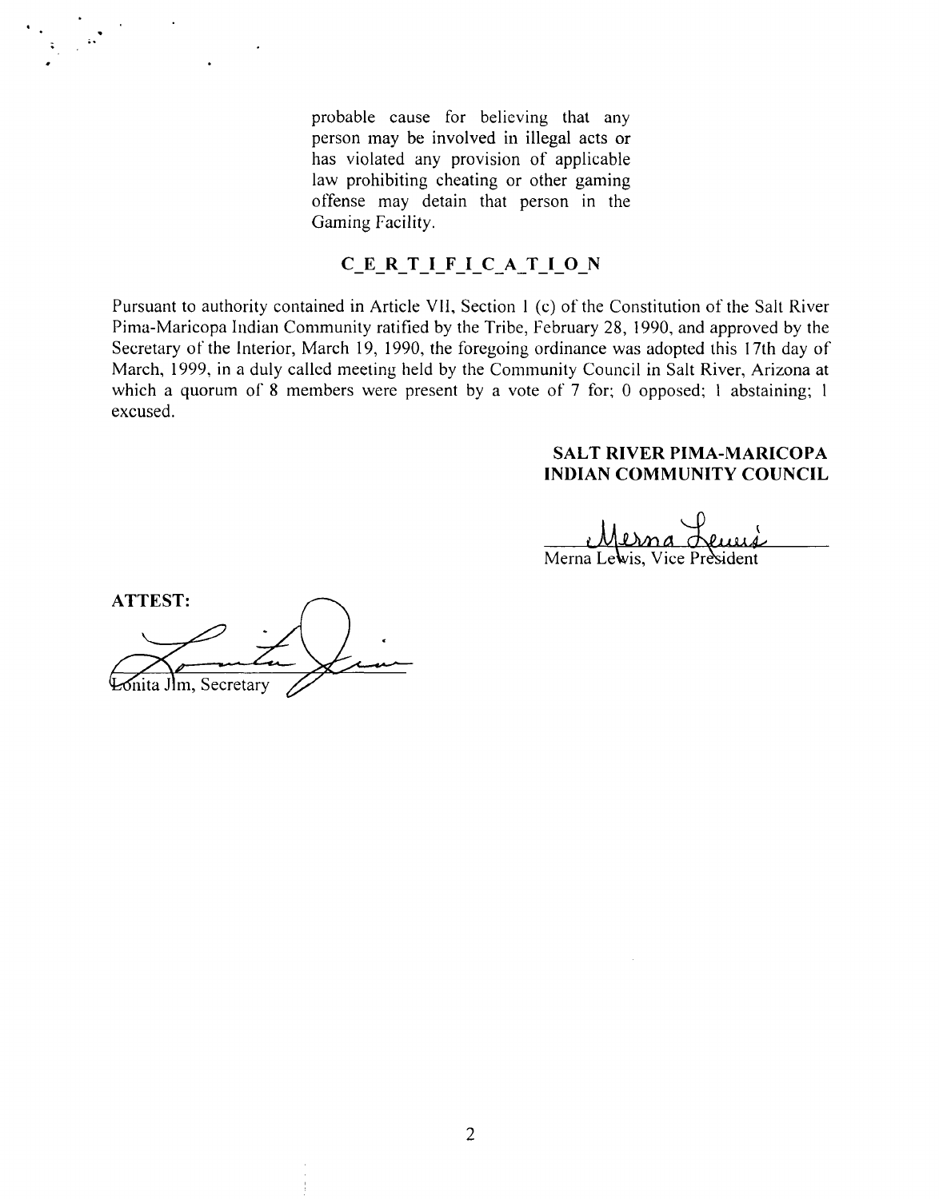probable cause for believing that any person may be involved in illegal acts or has violated any provision of applicable law prohibiting cheating or other gaming offense may detain that person in the Gaming Facility.

## C_E_R_T_I_F_I_C_A_T_I_O_N

Pursuant to authority contained in Article VII, Section 1 (c) of the Constitution of the Salt River Pima-Maricopa Indian Community ratified by the Tribe, February 28, 1990, and approved by the Secretary of the Interior, March 19, 1990, the foregoing ordinance was adopted this 17th day of March, 1999, in a duly called meeting held by the Community Council in Salt River, Arizona at which a quorum of 8 members were present by a vote of 7 for; 0 opposed; 1 abstaining; 1 excused.

**SALT RIVER PIMA-MARICOPA INDIAN COMMUNITY COUNCIL**

Merna Lewis

Merna Lewis, Vice President

**ATTEST:**

Lonita Jim, Secretary